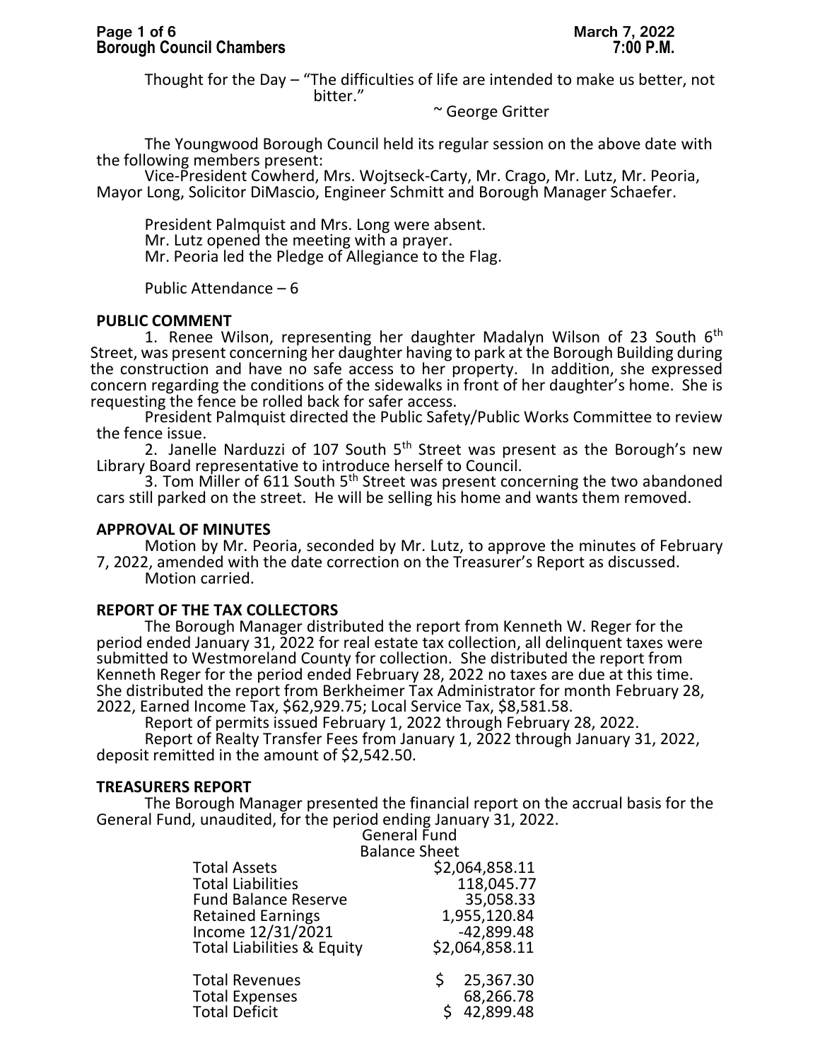Thought for the Day – "The difficulties of life are intended to make us better, not bitter."

~ George Gritter

The Youngwood Borough Council held its regular session on the above date with the following members present:

Vice-President Cowherd, Mrs. Wojtseck-Carty, Mr. Crago, Mr. Lutz, Mr. Peoria, Mayor Long, Solicitor DiMascio, Engineer Schmitt and Borough Manager Schaefer.

President Palmquist and Mrs. Long were absent.

Mr. Lutz opened the meeting with a prayer.

Mr. Peoria led the Pledge of Allegiance to the Flag.

Public Attendance – 6

## PUBLIC COMMENT

1. Renee Wilson, representing her daughter Madalyn Wilson of 23 South 6th Street, was present concerning her daughter having to park at the Borough Building during the construction and have no safe access to her property. In addition, she expressed concern regarding the conditions of the sidewalks in front of her daughter's home. She is requesting the fence be rolled back for safer access.

President Palmquist directed the Public Safety/Public Works Committee to review the fence issue.

2. Janelle Narduzzi of 107 South 5th Street was present as the Borough's new Library Board representative to introduce herself to Council.

3. Tom Miller of 611 South 5th Street was present concerning the two abandoned cars still parked on the street. He will be selling his home and wants them removed.

## APPROVAL OF MINUTES

Motion by Mr. Peoria, seconded by Mr. Lutz, to approve the minutes of February 7, 2022, amended with the date correction on the Treasurer's Report as discussed.

Motion carried.

## REPORT OF THE TAX COLLECTORS

The Borough Manager distributed the report from Kenneth W. Reger for the period ended January 31, 2022 for real estate tax collection, all delinquent taxes were submitted to Westmoreland County for collection. She distributed the report from Kenneth Reger for the period ended February 28, 2022 no taxes are due at this time. She distributed the report from Berkheimer Tax Administrator for month February 28, 2022, Earned Income Tax, $62,929.75; Local Service Tax, $8,581.58.

Report of permits issued February 1, 2022 through February 28, 2022.

Report of Realty Transfer Fees from January 1, 2022 through January 31, 2022, deposit remitted in the amount of $2,542.50.

## TREASURERS REPORT

The Borough Manager presented the financial report on the accrual basis for the General Fund, unaudited, for the period ending January 31, 2022.

General Fund
Balance Sheet

| | |
|---|---|
| Total Assets | $2,064,858.11 |
| Total Liabilities | 118,045.77 |
| Fund Balance Reserve | 35,058.33 |
| Retained Earnings | 1,955,120.84 |
| Income 12/31/2021 | -42,899.48 |
| Total Liabilities & Equity | $2,064,858.11 |
| | |
| Total Revenues | $ 25,367.30 |
| Total Expenses | 68,266.78 |
| Total Deficit | $ 42,899.48 |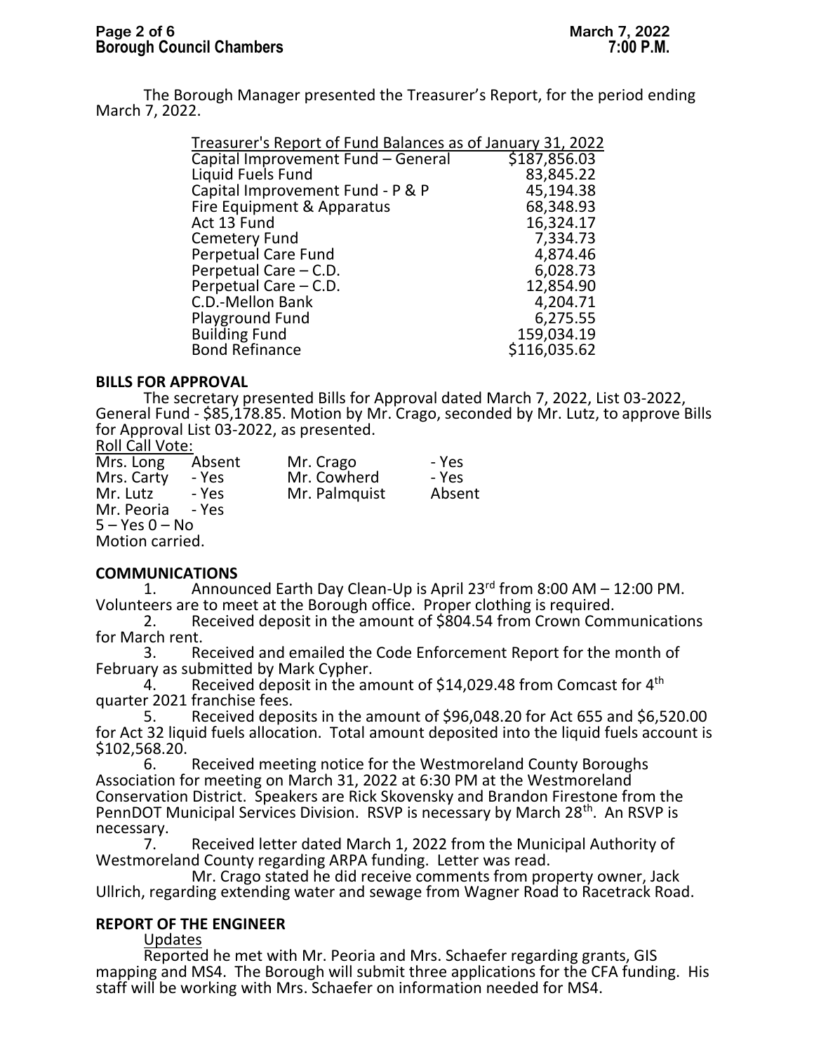The Borough Manager presented the Treasurer's Report, for the period ending March 7, 2022.

| Treasurer's Report of Fund Balances as of January 31, 2022 | |
|---|---|
| Capital Improvement Fund – General | $187,856.03 |
| Liquid Fuels Fund | 83,845.22 |
| Capital Improvement Fund - P & P | 45,194.38 |
| Fire Equipment & Apparatus | 68,348.93 |
| Act 13 Fund | 16,324.17 |
| Cemetery Fund | 7,334.73 |
| Perpetual Care Fund | 4,874.46 |
| Perpetual Care – C.D. | 6,028.73 |
| Perpetual Care – C.D. | 12,854.90 |
| C.D.-Mellon Bank | 4,204.71 |
| Playground Fund | 6,275.55 |
| Building Fund | 159,034.19 |
| Bond Refinance | $116,035.62 |

## BILLS FOR APPROVAL

The secretary presented Bills for Approval dated March 7, 2022, List 03-2022, General Fund - $85,178.85. Motion by Mr. Crago, seconded by Mr. Lutz, to approve Bills for Approval List 03-2022, as presented.

Roll Call Vote:

| | | | |
|---|---|---|---|
| Mrs. Long | Absent | Mr. Crago | - Yes |
| Mrs. Carty | - Yes | Mr. Cowherd | - Yes |
| Mr. Lutz | - Yes | Mr. Palmquist | Absent |
| Mr. Peoria | - Yes | | |

5 – Yes 0 – No

Motion carried.

## COMMUNICATIONS

1. Announced Earth Day Clean-Up is April 23rd from 8:00 AM – 12:00 PM. Volunteers are to meet at the Borough office. Proper clothing is required.
2. Received deposit in the amount of $804.54 from Crown Communications for March rent.
3. Received and emailed the Code Enforcement Report for the month of February as submitted by Mark Cypher.
4. Received deposit in the amount of $14,029.48 from Comcast for 4th quarter 2021 franchise fees.
5. Received deposits in the amount of $96,048.20 for Act 655 and $6,520.00 for Act 32 liquid fuels allocation. Total amount deposited into the liquid fuels account is $102,568.20.
6. Received meeting notice for the Westmoreland County Boroughs Association for meeting on March 31, 2022 at 6:30 PM at the Westmoreland Conservation District. Speakers are Rick Skovensky and Brandon Firestone from the PennDOT Municipal Services Division. RSVP is necessary by March 28th. An RSVP is necessary.
7. Received letter dated March 1, 2022 from the Municipal Authority of Westmoreland County regarding ARPA funding. Letter was read.

   Mr. Crago stated he did receive comments from property owner, Jack Ullrich, regarding extending water and sewage from Wagner Road to Racetrack Road.

## REPORT OF THE ENGINEER

Updates

Reported he met with Mr. Peoria and Mrs. Schaefer regarding grants, GIS mapping and MS4. The Borough will submit three applications for the CFA funding. His staff will be working with Mrs. Schaefer on information needed for MS4.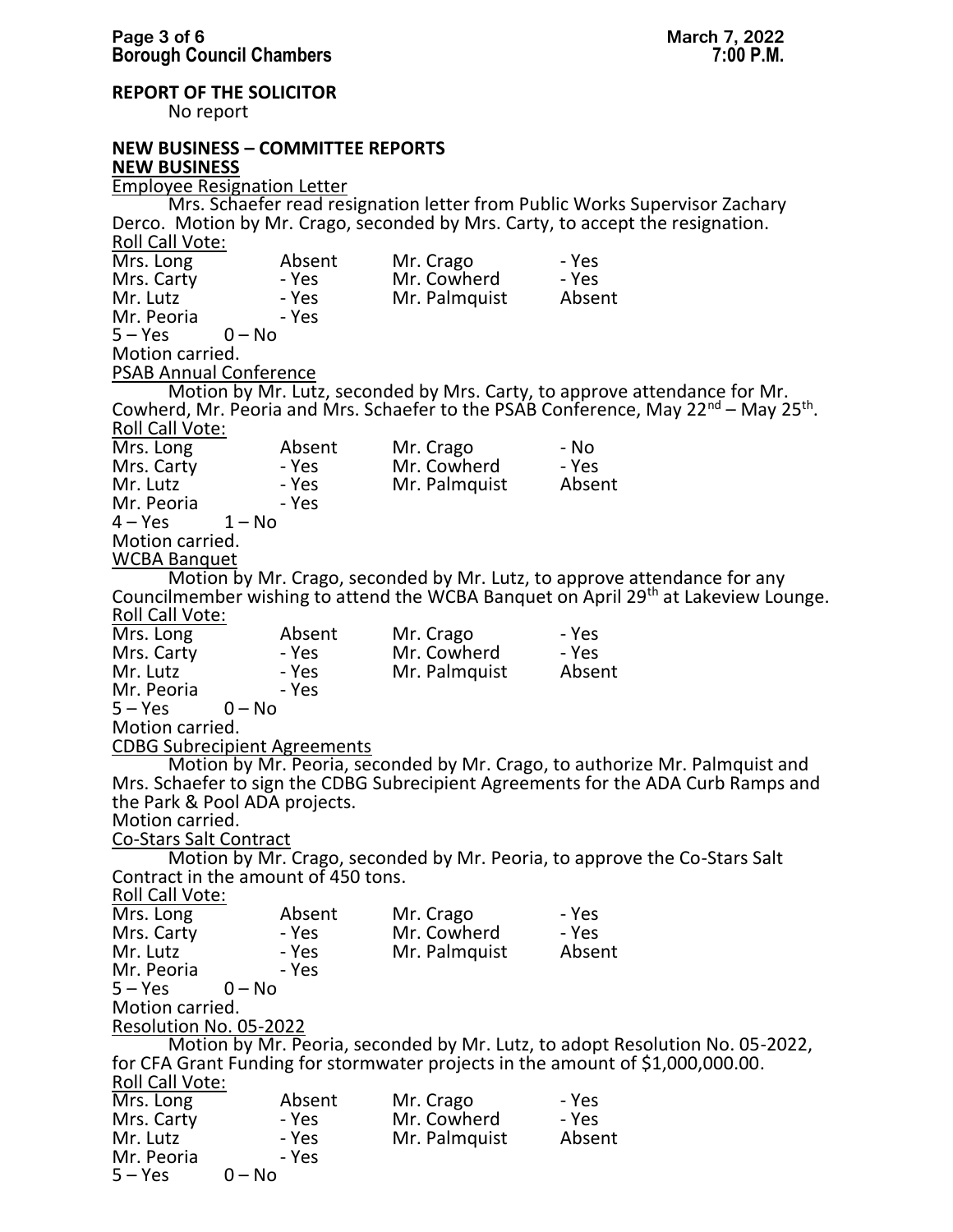**REPORT OF THE SOLICITOR**

No report

**NEW BUSINESS – COMMITTEE REPORTS**

**NEW BUSINESS**

Employee Resignation Letter

Mrs. Schaefer read resignation letter from Public Works Supervisor Zachary Derco. Motion by Mr. Crago, seconded by Mrs. Carty, to accept the resignation.

Roll Call Vote:

| | | | |
|---|---|---|---|
| Mrs. Long | Absent | Mr. Crago | - Yes |
| Mrs. Carty | - Yes | Mr. Cowherd | - Yes |
| Mr. Lutz | - Yes | Mr. Palmquist | Absent |
| Mr. Peoria | - Yes | | |

5 – Yes 0 – No

Motion carried.

PSAB Annual Conference

Motion by Mr. Lutz, seconded by Mrs. Carty, to approve attendance for Mr. Cowherd, Mr. Peoria and Mrs. Schaefer to the PSAB Conference, May 22nd – May 25th.

Roll Call Vote:

| | | | |
|---|---|---|---|
| Mrs. Long | Absent | Mr. Crago | - No |
| Mrs. Carty | - Yes | Mr. Cowherd | - Yes |
| Mr. Lutz | - Yes | Mr. Palmquist | Absent |
| Mr. Peoria | - Yes | | |

4 – Yes 1 – No

Motion carried.

WCBA Banquet

Motion by Mr. Crago, seconded by Mr. Lutz, to approve attendance for any Councilmember wishing to attend the WCBA Banquet on April 29th at Lakeview Lounge.

Roll Call Vote:

| | | | |
|---|---|---|---|
| Mrs. Long | Absent | Mr. Crago | - Yes |
| Mrs. Carty | - Yes | Mr. Cowherd | - Yes |
| Mr. Lutz | - Yes | Mr. Palmquist | Absent |
| Mr. Peoria | - Yes | | |

5 – Yes 0 – No

Motion carried.

CDBG Subrecipient Agreements

Motion by Mr. Peoria, seconded by Mr. Crago, to authorize Mr. Palmquist and Mrs. Schaefer to sign the CDBG Subrecipient Agreements for the ADA Curb Ramps and the Park & Pool ADA projects.

Motion carried.

Co-Stars Salt Contract

Motion by Mr. Crago, seconded by Mr. Peoria, to approve the Co-Stars Salt Contract in the amount of 450 tons.

Roll Call Vote:

| | | | |
|---|---|---|---|
| Mrs. Long | Absent | Mr. Crago | - Yes |
| Mrs. Carty | - Yes | Mr. Cowherd | - Yes |
| Mr. Lutz | - Yes | Mr. Palmquist | Absent |
| Mr. Peoria | - Yes | | |

5 – Yes 0 – No

Motion carried.

Resolution No. 05-2022

Motion by Mr. Peoria, seconded by Mr. Lutz, to adopt Resolution No. 05-2022, for CFA Grant Funding for stormwater projects in the amount of $1,000,000.00.

Roll Call Vote:

| | | | |
|---|---|---|---|
| Mrs. Long | Absent | Mr. Crago | - Yes |
| Mrs. Carty | - Yes | Mr. Cowherd | - Yes |
| Mr. Lutz | - Yes | Mr. Palmquist | Absent |
| Mr. Peoria | - Yes | | |

5 – Yes 0 – No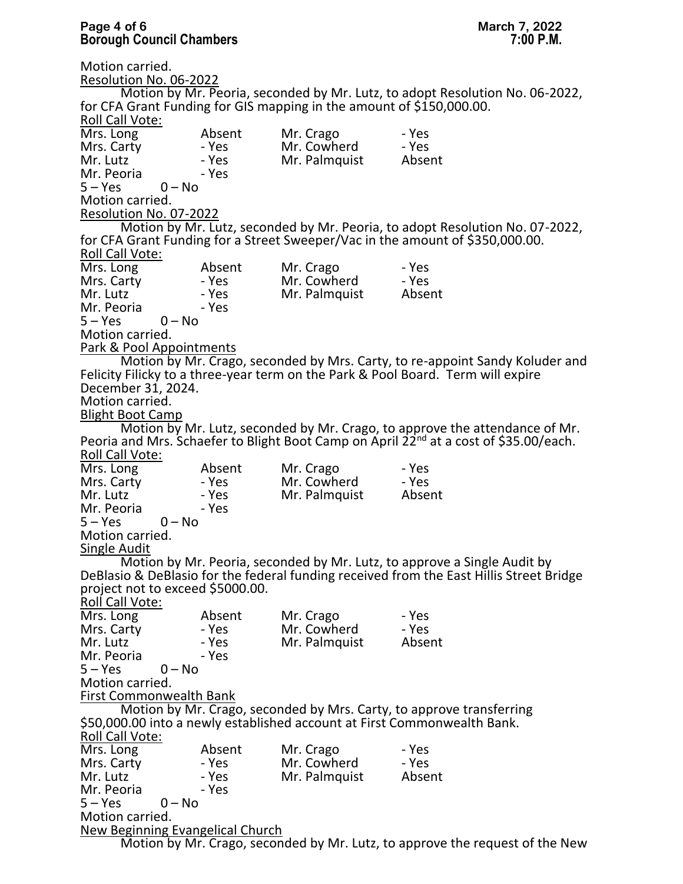Motion carried.

Resolution No. 06-2022

Motion by Mr. Peoria, seconded by Mr. Lutz, to adopt Resolution No. 06-2022, for CFA Grant Funding for GIS mapping in the amount of $150,000.00.

Roll Call Vote:

| | | | |
|---|---|---|---|
| Mrs. Long | Absent | Mr. Crago | - Yes |
| Mrs. Carty | - Yes | Mr. Cowherd | - Yes |
| Mr. Lutz | - Yes | Mr. Palmquist | Absent |
| Mr. Peoria | - Yes | | |

5 – Yes 0 – No

Motion carried.

Resolution No. 07-2022

Motion by Mr. Lutz, seconded by Mr. Peoria, to adopt Resolution No. 07-2022, for CFA Grant Funding for a Street Sweeper/Vac in the amount of $350,000.00.

Roll Call Vote:

| | | | |
|---|---|---|---|
| Mrs. Long | Absent | Mr. Crago | - Yes |
| Mrs. Carty | - Yes | Mr. Cowherd | - Yes |
| Mr. Lutz | - Yes | Mr. Palmquist | Absent |
| Mr. Peoria | - Yes | | |

5 – Yes 0 – No

Motion carried.

Park & Pool Appointments

Motion by Mr. Crago, seconded by Mrs. Carty, to re-appoint Sandy Koluder and Felicity Filicky to a three-year term on the Park & Pool Board. Term will expire December 31, 2024.

Motion carried.

Blight Boot Camp

Motion by Mr. Lutz, seconded by Mr. Crago, to approve the attendance of Mr. Peoria and Mrs. Schaefer to Blight Boot Camp on April 22nd at a cost of $35.00/each.

Roll Call Vote:

| | | | |
|---|---|---|---|
| Mrs. Long | Absent | Mr. Crago | - Yes |
| Mrs. Carty | - Yes | Mr. Cowherd | - Yes |
| Mr. Lutz | - Yes | Mr. Palmquist | Absent |
| Mr. Peoria | - Yes | | |

5 – Yes 0 – No

Motion carried.

Single Audit

Motion by Mr. Peoria, seconded by Mr. Lutz, to approve a Single Audit by DeBlasio & DeBlasio for the federal funding received from the East Hillis Street Bridge project not to exceed $5000.00.

Roll Call Vote:

| | | | |
|---|---|---|---|
| Mrs. Long | Absent | Mr. Crago | - Yes |
| Mrs. Carty | - Yes | Mr. Cowherd | - Yes |
| Mr. Lutz | - Yes | Mr. Palmquist | Absent |
| Mr. Peoria | - Yes | | |

5 – Yes 0 – No

Motion carried.

First Commonwealth Bank

Motion by Mr. Crago, seconded by Mrs. Carty, to approve transferring $50,000.00 into a newly established account at First Commonwealth Bank.

Roll Call Vote:

| | | | |
|---|---|---|---|
| Mrs. Long | Absent | Mr. Crago | - Yes |
| Mrs. Carty | - Yes | Mr. Cowherd | - Yes |
| Mr. Lutz | - Yes | Mr. Palmquist | Absent |
| Mr. Peoria | - Yes | | |

5 – Yes 0 – No

Motion carried.

New Beginning Evangelical Church

Motion by Mr. Crago, seconded by Mr. Lutz, to approve the request of the New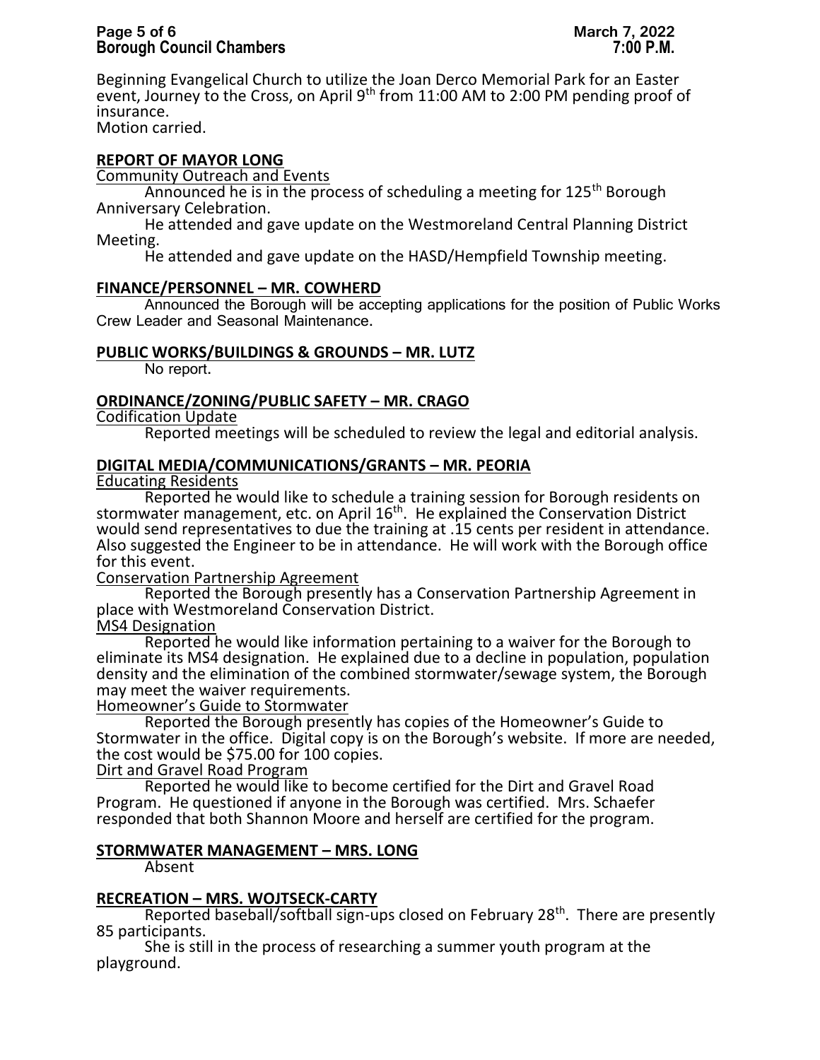Beginning Evangelical Church to utilize the Joan Derco Memorial Park for an Easter event, Journey to the Cross, on April 9th from 11:00 AM to 2:00 PM pending proof of insurance.
Motion carried.

**REPORT OF MAYOR LONG**

Community Outreach and Events

Announced he is in the process of scheduling a meeting for 125th Borough Anniversary Celebration.

He attended and gave update on the Westmoreland Central Planning District Meeting.

He attended and gave update on the HASD/Hempfield Township meeting.

**FINANCE/PERSONNEL – MR. COWHERD**

Announced the Borough will be accepting applications for the position of Public Works Crew Leader and Seasonal Maintenance.

**PUBLIC WORKS/BUILDINGS & GROUNDS – MR. LUTZ**

No report.

**ORDINANCE/ZONING/PUBLIC SAFETY – MR. CRAGO**

Codification Update

Reported meetings will be scheduled to review the legal and editorial analysis.

**DIGITAL MEDIA/COMMUNICATIONS/GRANTS – MR. PEORIA**

Educating Residents

Reported he would like to schedule a training session for Borough residents on stormwater management, etc. on April 16th. He explained the Conservation District would send representatives to due the training at .15 cents per resident in attendance. Also suggested the Engineer to be in attendance. He will work with the Borough office for this event.

Conservation Partnership Agreement

Reported the Borough presently has a Conservation Partnership Agreement in place with Westmoreland Conservation District.

MS4 Designation

Reported he would like information pertaining to a waiver for the Borough to eliminate its MS4 designation. He explained due to a decline in population, population density and the elimination of the combined stormwater/sewage system, the Borough may meet the waiver requirements.

Homeowner's Guide to Stormwater

Reported the Borough presently has copies of the Homeowner's Guide to Stormwater in the office. Digital copy is on the Borough's website. If more are needed, the cost would be $75.00 for 100 copies.

Dirt and Gravel Road Program

Reported he would like to become certified for the Dirt and Gravel Road Program. He questioned if anyone in the Borough was certified. Mrs. Schaefer responded that both Shannon Moore and herself are certified for the program.

**STORMWATER MANAGEMENT – MRS. LONG**

Absent

**RECREATION – MRS. WOJTSECK-CARTY**

Reported baseball/softball sign-ups closed on February 28th. There are presently 85 participants.

She is still in the process of researching a summer youth program at the playground.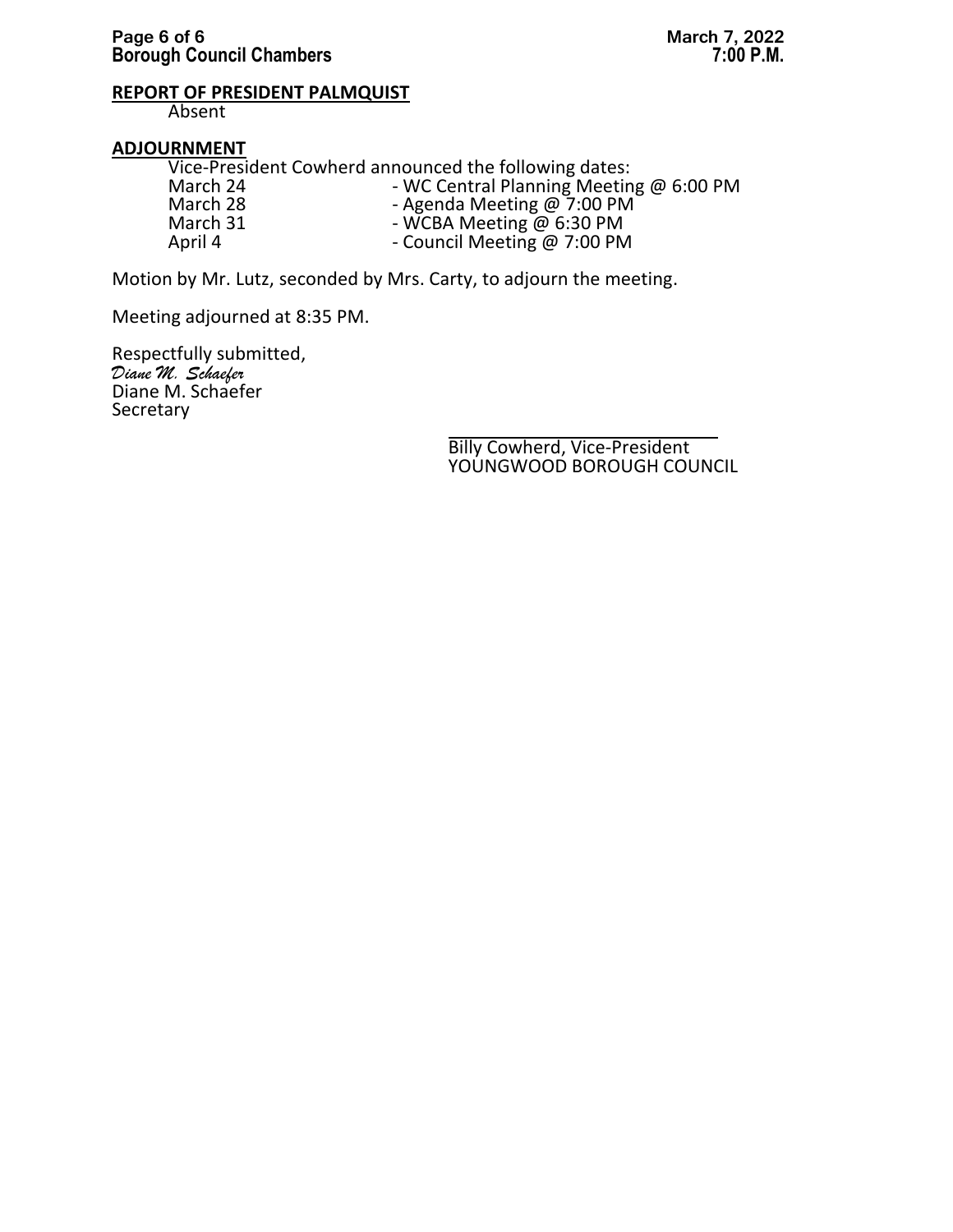**REPORT OF PRESIDENT PALMQUIST**

Absent

**ADJOURNMENT**

Vice-President Cowherd announced the following dates:

| | |
|---|---|
| March 24 | - WC Central Planning Meeting @ 6:00 PM |
| March 28 | - Agenda Meeting @ 7:00 PM |
| March 31 | - WCBA Meeting @ 6:30 PM |
| April 4 | - Council Meeting @ 7:00 PM |

Motion by Mr. Lutz, seconded by Mrs. Carty, to adjourn the meeting.

Meeting adjourned at 8:35 PM.

Respectfully submitted,
*Diane M. Schaefer*
Diane M. Schaefer
Secretary

\_\_\_\_\_\_\_\_\_\_\_\_\_\_\_\_\_\_\_\_\_\_\_\_\_\_\_\_
Billy Cowherd, Vice-President
YOUNGWOOD BOROUGH COUNCIL